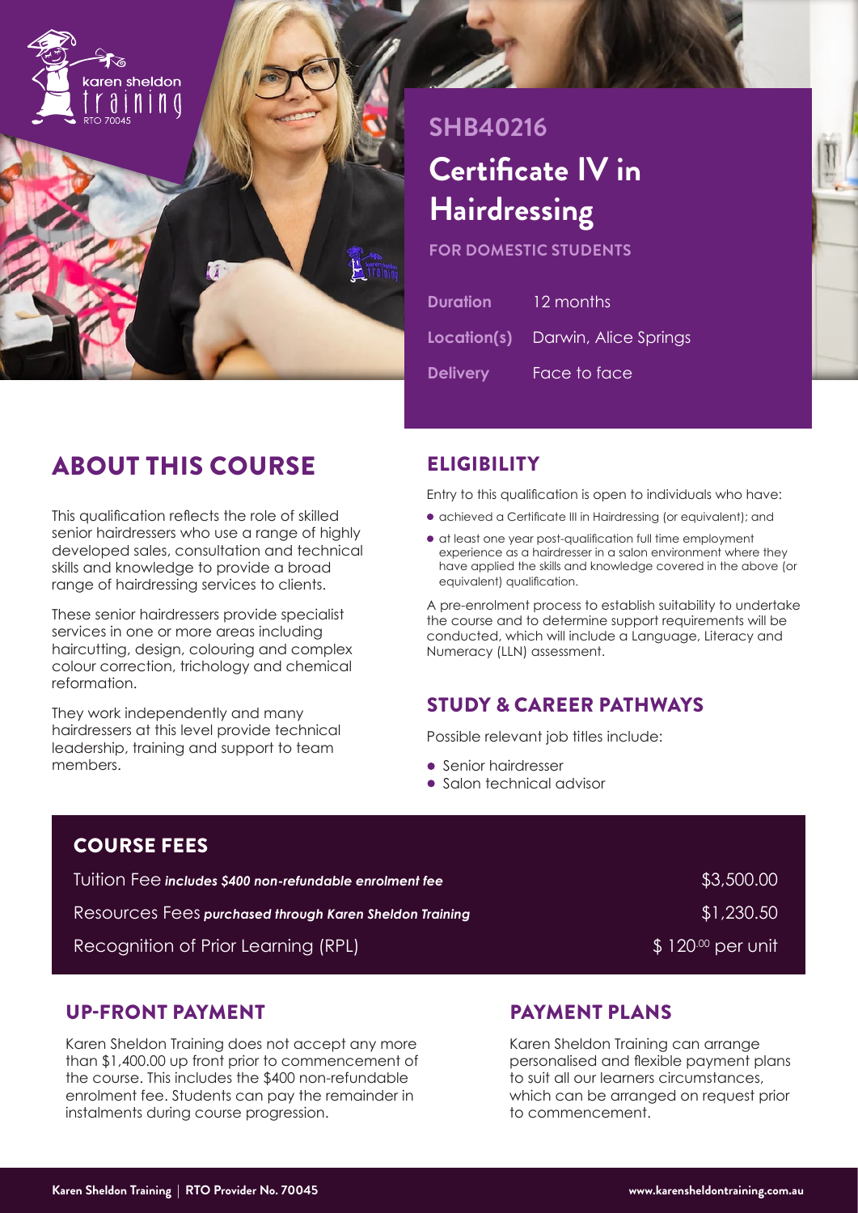karen sheldon training
RTO 70045

**SHB40216**

# Certificate IV in Hairdressing

**FOR DOMESTIC STUDENTS**

| | |
|---|---|
| **Duration** | 12 months |
| **Location(s)** | Darwin, Alice Springs |
| **Delivery** | Face to face |

## ABOUT THIS COURSE

This qualification reflects the role of skilled senior hairdressers who use a range of highly developed sales, consultation and technical skills and knowledge to provide a broad range of hairdressing services to clients.

These senior hairdressers provide specialist services in one or more areas including haircutting, design, colouring and complex colour correction, trichology and chemical reformation.

They work independently and many hairdressers at this level provide technical leadership, training and support to team members.

## ELIGIBILITY

Entry to this qualification is open to individuals who have:

- achieved a Certificate III in Hairdressing (or equivalent); and
- at least one year post-qualification full time employment experience as a hairdresser in a salon environment where they have applied the skills and knowledge covered in the above (or equivalent) qualification.

A pre-enrolment process to establish suitability to undertake the course and to determine support requirements will be conducted, which will include a Language, Literacy and Numeracy (LLN) assessment.

## STUDY & CAREER PATHWAYS

Possible relevant job titles include:

- Senior hairdresser
- Salon technical advisor

## COURSE FEES

| | |
|---|---|
| Tuition Fee ***includes $400 non-refundable enrolment fee*** | $3,500.00 |
| Resources Fees ***purchased through Karen Sheldon Training*** | $1,230.50 |
| Recognition of Prior Learning (RPL) | $ 120.00 per unit |

## UP-FRONT PAYMENT

Karen Sheldon Training does not accept any more than $1,400.00 up front prior to commencement of the course. This includes the $400 non-refundable enrolment fee. Students can pay the remainder in instalments during course progression.

## PAYMENT PLANS

Karen Sheldon Training can arrange personalised and flexible payment plans to suit all our learners circumstances, which can be arranged on request prior to commencement.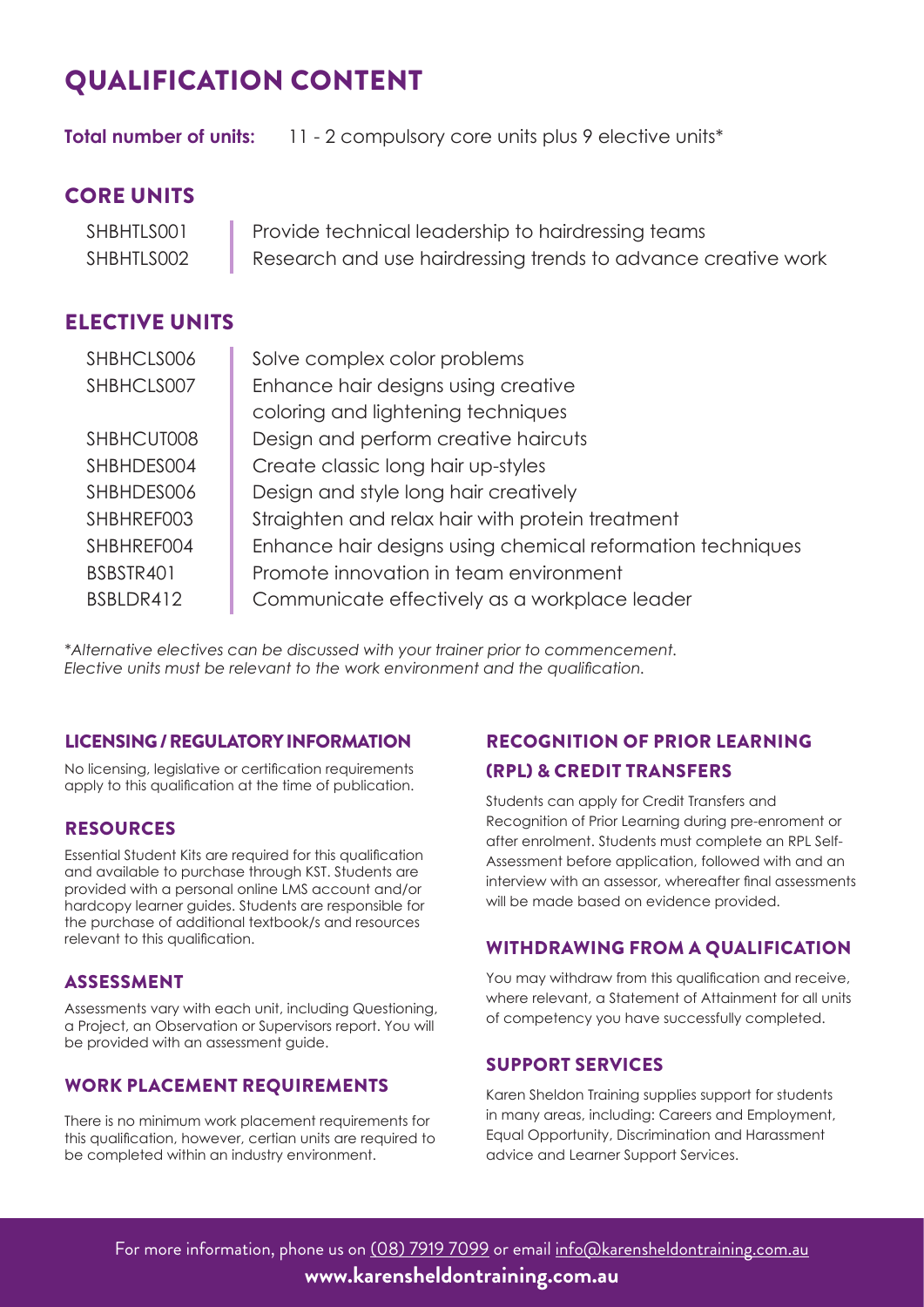# QUALIFICATION CONTENT

**Total number of units:** 11 - 2 compulsory core units plus 9 elective units*

## CORE UNITS

| | |
|---|---|
| SHBHTLS001 | Provide technical leadership to hairdressing teams |
| SHBHTLS002 | Research and use hairdressing trends to advance creative work |

## ELECTIVE UNITS

| | |
|---|---|
| SHBHCLS006 | Solve complex color problems |
| SHBHCLS007 | Enhance hair designs using creative coloring and lightening techniques |
| SHBHCUT008 | Design and perform creative haircuts |
| SHBHDES004 | Create classic long hair up-styles |
| SHBHDES006 | Design and style long hair creatively |
| SHBHREF003 | Straighten and relax hair with protein treatment |
| SHBHREF004 | Enhance hair designs using chemical reformation techniques |
| BSBSTR401 | Promote innovation in team environment |
| BSBLDR412 | Communicate effectively as a workplace leader |

**Alternative electives can be discussed with your trainer prior to commencement. Elective units must be relevant to the work environment and the qualification.*

### LICENSING / REGULATORY INFORMATION

No licensing, legislative or certification requirements apply to this qualification at the time of publication.

### RESOURCES

Essential Student Kits are required for this qualification and available to purchase through KST. Students are provided with a personal online LMS account and/or hardcopy learner guides. Students are responsible for the purchase of additional textbook/s and resources relevant to this qualification.

### ASSESSMENT

Assessments vary with each unit, including Questioning, a Project, an Observation or Supervisors report. You will be provided with an assessment guide.

### WORK PLACEMENT REQUIREMENTS

There is no minimum work placement requirements for this qualification, however, certian units are required to be completed within an industry environment.

### RECOGNITION OF PRIOR LEARNING (RPL) & CREDIT TRANSFERS

Students can apply for Credit Transfers and Recognition of Prior Learning during pre-enroment or after enrolment. Students must complete an RPL Self-Assessment before application, followed with and an interview with an assessor, whereafter final assessments will be made based on evidence provided.

### WITHDRAWING FROM A QUALIFICATION

You may withdraw from this qualification and receive, where relevant, a Statement of Attainment for all units of competency you have successfully completed.

### SUPPORT SERVICES

Karen Sheldon Training supplies support for students in many areas, including: Careers and Employment, Equal Opportunity, Discrimination and Harassment advice and Learner Support Services.

For more information, phone us on (08) 7919 7099 or email info@karensheldontraining.com.au

**www.karensheldontraining.com.au**